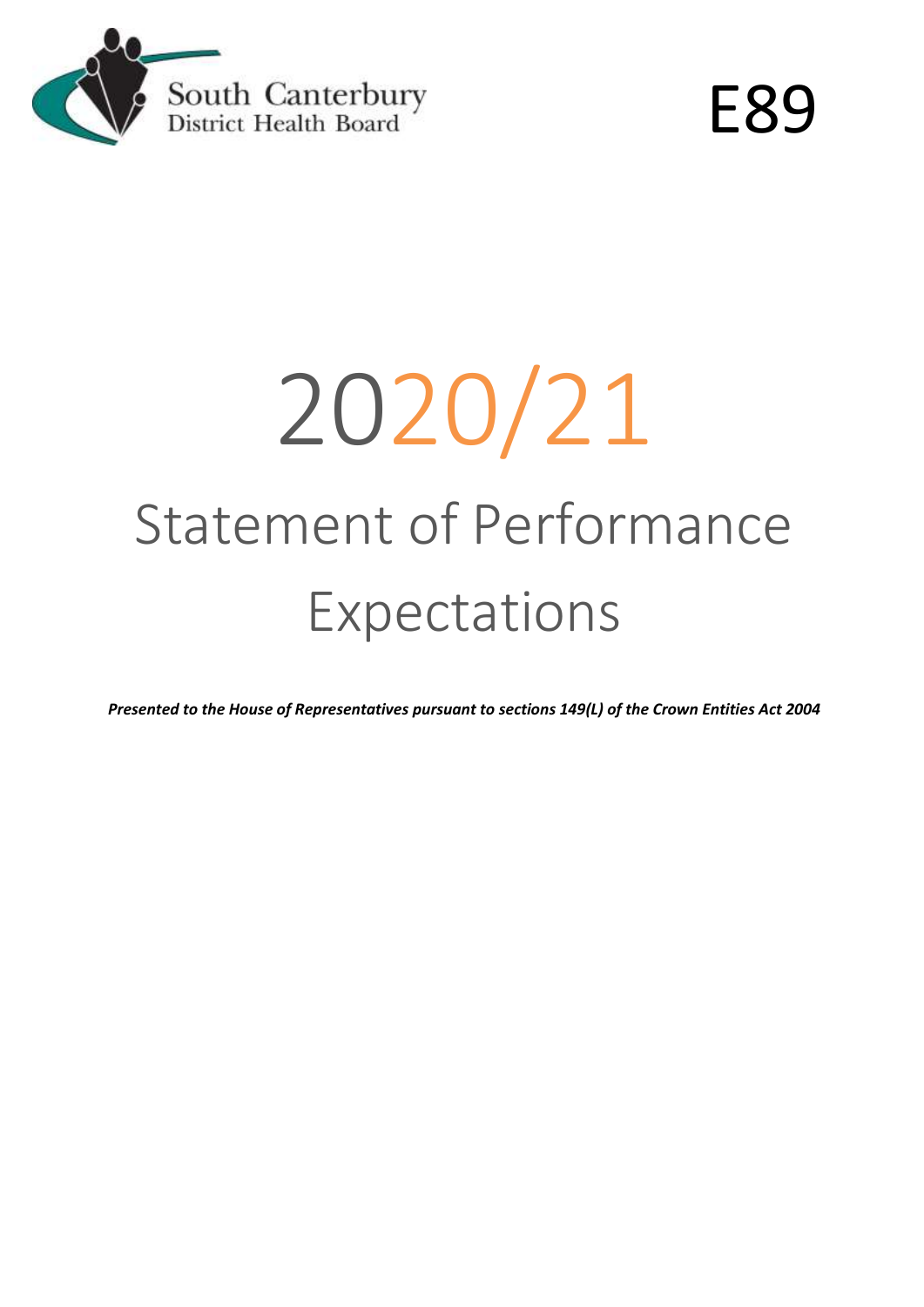South Canterbury
District Health Board

E89

# 2020/21

# Statement of Performance Expectations

***Presented to the House of Representatives pursuant to sections 149(L) of the Crown Entities Act 2004***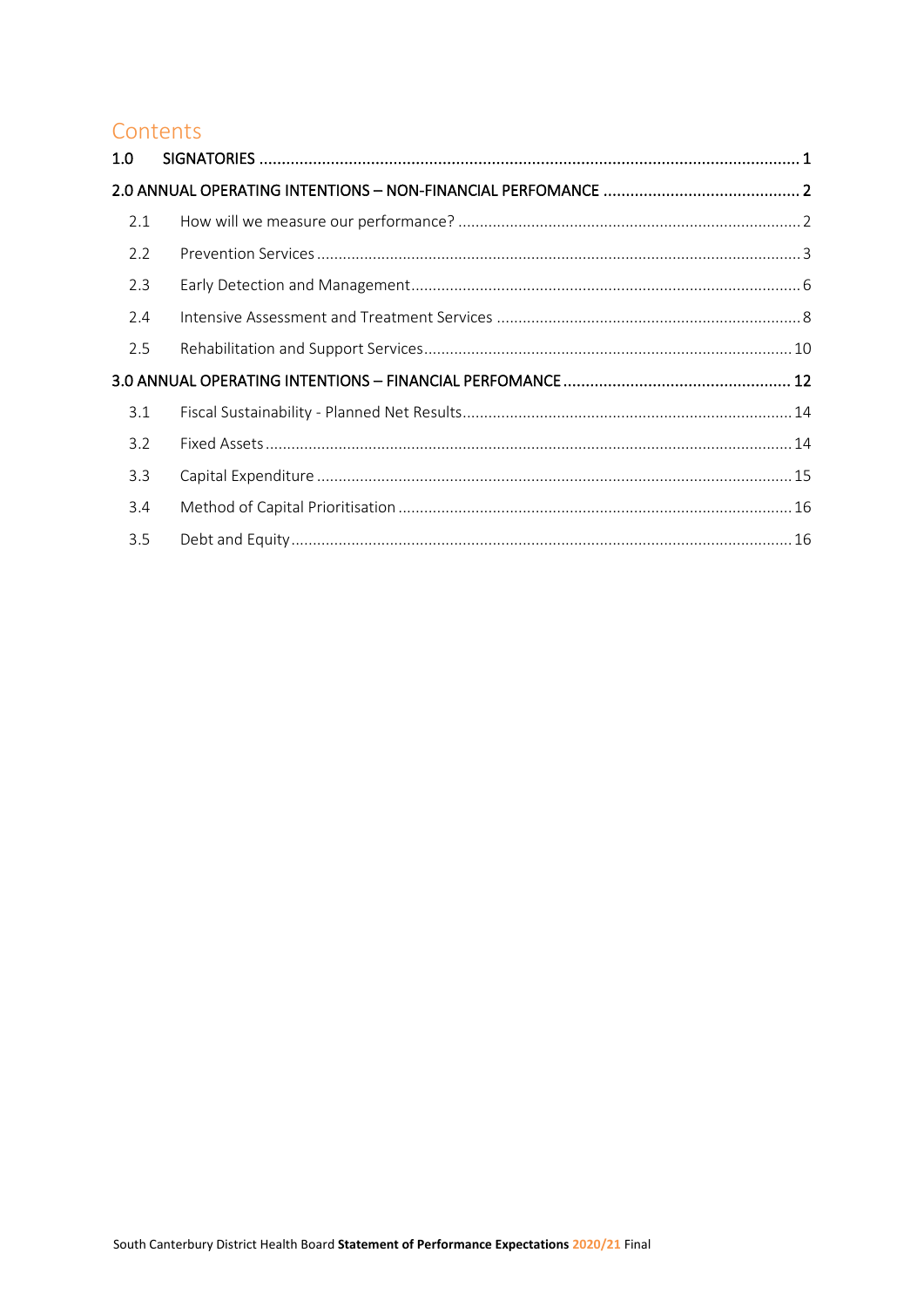## Contents

1.0 SIGNATORIES ..... 1

2.0 ANNUAL OPERATING INTENTIONS – NON-FINANCIAL PERFOMANCE ..... 2

- 2.1 How will we measure our performance? ..... 2
- 2.2 Prevention Services ..... 3
- 2.3 Early Detection and Management ..... 6
- 2.4 Intensive Assessment and Treatment Services ..... 8
- 2.5 Rehabilitation and Support Services ..... 10

3.0 ANNUAL OPERATING INTENTIONS – FINANCIAL PERFOMANCE ..... 12

- 3.1 Fiscal Sustainability - Planned Net Results ..... 14
- 3.2 Fixed Assets ..... 14
- 3.3 Capital Expenditure ..... 15
- 3.4 Method of Capital Prioritisation ..... 16
- 3.5 Debt and Equity ..... 16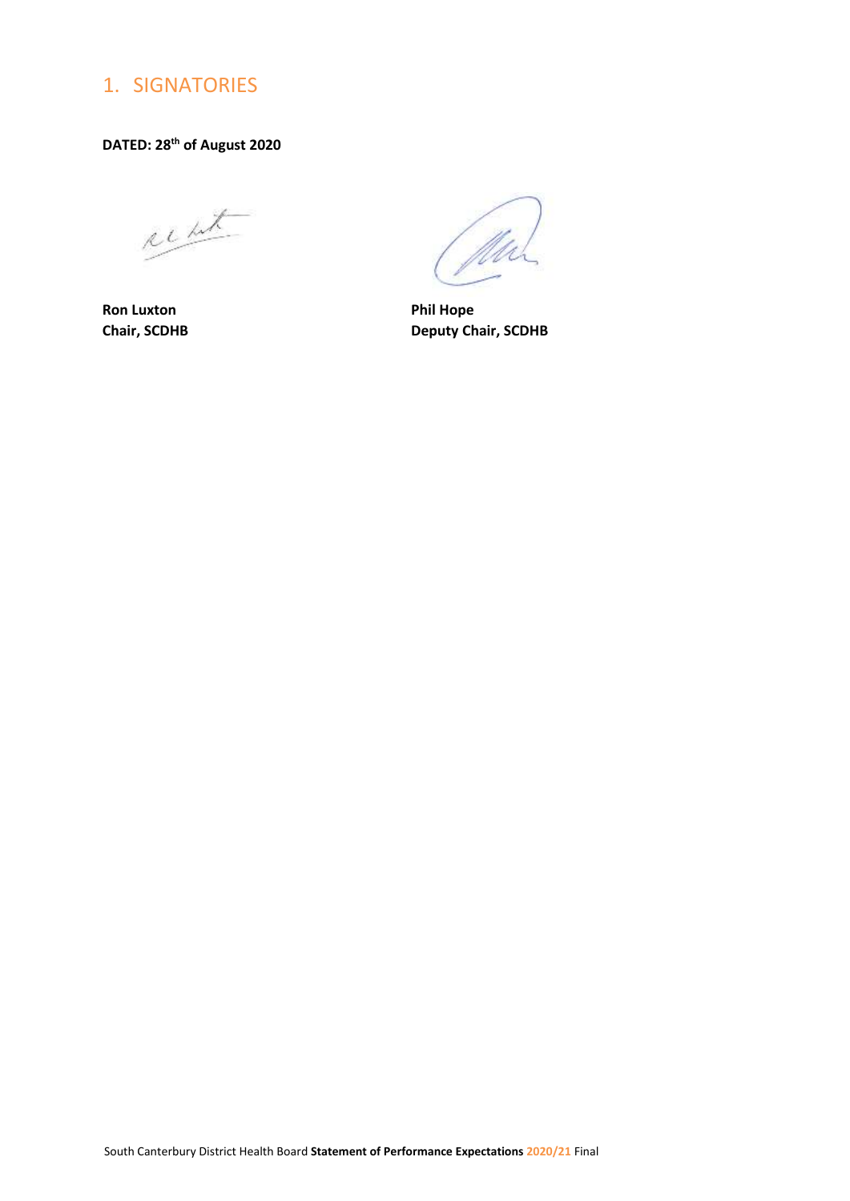# 1. SIGNATORIES

**DATED: 28th of August 2020**

**Ron Luxton**
**Chair, SCDHB**

**Phil Hope**
**Deputy Chair, SCDHB**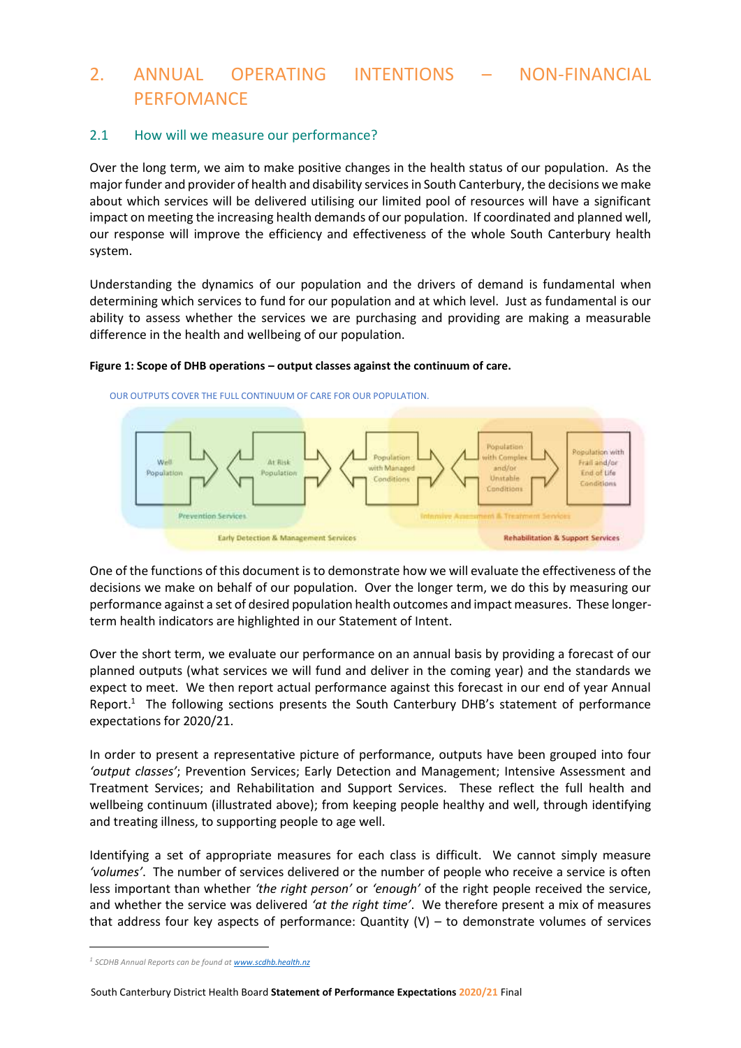# 2. ANNUAL OPERATING INTENTIONS – NON-FINANCIAL PERFOMANCE

## 2.1 How will we measure our performance?

Over the long term, we aim to make positive changes in the health status of our population. As the major funder and provider of health and disability services in South Canterbury, the decisions we make about which services will be delivered utilising our limited pool of resources will have a significant impact on meeting the increasing health demands of our population. If coordinated and planned well, our response will improve the efficiency and effectiveness of the whole South Canterbury health system.

Understanding the dynamics of our population and the drivers of demand is fundamental when determining which services to fund for our population and at which level. Just as fundamental is our ability to assess whether the services we are purchasing and providing are making a measurable difference in the health and wellbeing of our population.

**Figure 1: Scope of DHB operations – output classes against the continuum of care.**

OUR OUTPUTS COVER THE FULL CONTINUUM OF CARE FOR OUR POPULATION.

Well Population → At Risk Population → Population with Managed Conditions → Population with Complex and/or Unstable Conditions → Population with Frail and/or End of Life Conditions

Prevention Services | Early Detection & Management Services | Intensive Assessment & Treatment Services | Rehabilitation & Support Services

One of the functions of this document is to demonstrate how we will evaluate the effectiveness of the decisions we make on behalf of our population. Over the longer term, we do this by measuring our performance against a set of desired population health outcomes and impact measures. These longer-term health indicators are highlighted in our Statement of Intent.

Over the short term, we evaluate our performance on an annual basis by providing a forecast of our planned outputs (what services we will fund and deliver in the coming year) and the standards we expect to meet. We then report actual performance against this forecast in our end of year Annual Report.[1] The following sections presents the South Canterbury DHB's statement of performance expectations for 2020/21.

In order to present a representative picture of performance, outputs have been grouped into four *'output classes'*; Prevention Services; Early Detection and Management; Intensive Assessment and Treatment Services; and Rehabilitation and Support Services. These reflect the full health and wellbeing continuum (illustrated above); from keeping people healthy and well, through identifying and treating illness, to supporting people to age well.

Identifying a set of appropriate measures for each class is difficult. We cannot simply measure *'volumes'*. The number of services delivered or the number of people who receive a service is often less important than whether *'the right person'* or *'enough'* of the right people received the service, and whether the service was delivered *'at the right time'*. We therefore present a mix of measures that address four key aspects of performance: Quantity (V) – to demonstrate volumes of services

[1] *SCDHB Annual Reports can be found at www.scdhb.health.nz*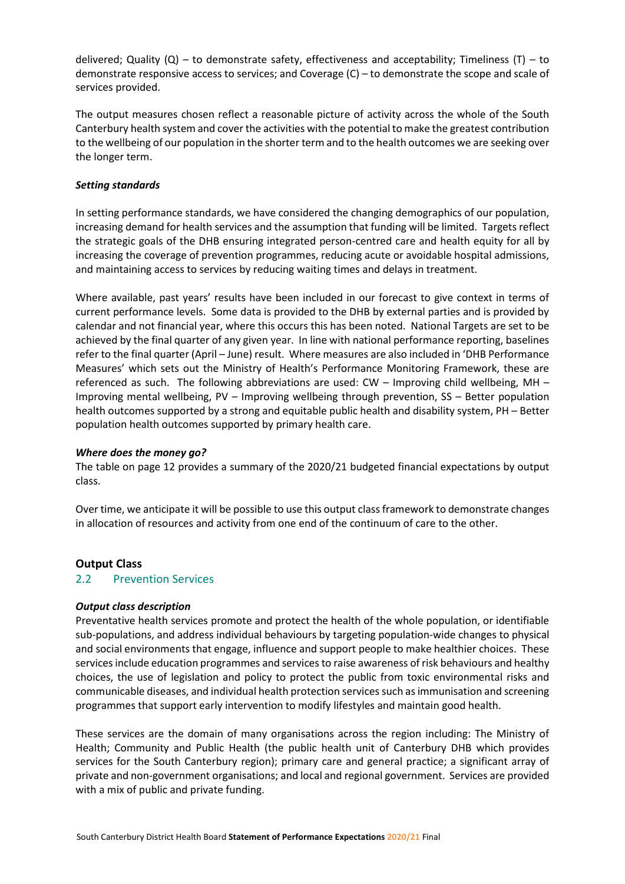delivered; Quality (Q) – to demonstrate safety, effectiveness and acceptability; Timeliness (T) – to demonstrate responsive access to services; and Coverage (C) – to demonstrate the scope and scale of services provided.

The output measures chosen reflect a reasonable picture of activity across the whole of the South Canterbury health system and cover the activities with the potential to make the greatest contribution to the wellbeing of our population in the shorter term and to the health outcomes we are seeking over the longer term.

***Setting standards***

In setting performance standards, we have considered the changing demographics of our population, increasing demand for health services and the assumption that funding will be limited. Targets reflect the strategic goals of the DHB ensuring integrated person-centred care and health equity for all by increasing the coverage of prevention programmes, reducing acute or avoidable hospital admissions, and maintaining access to services by reducing waiting times and delays in treatment.

Where available, past years' results have been included in our forecast to give context in terms of current performance levels. Some data is provided to the DHB by external parties and is provided by calendar and not financial year, where this occurs this has been noted. National Targets are set to be achieved by the final quarter of any given year. In line with national performance reporting, baselines refer to the final quarter (April – June) result. Where measures are also included in 'DHB Performance Measures' which sets out the Ministry of Health's Performance Monitoring Framework, these are referenced as such. The following abbreviations are used: CW – Improving child wellbeing, MH – Improving mental wellbeing, PV – Improving wellbeing through prevention, SS – Better population health outcomes supported by a strong and equitable public health and disability system, PH – Better population health outcomes supported by primary health care.

***Where does the money go?***

The table on page 12 provides a summary of the 2020/21 budgeted financial expectations by output class.

Over time, we anticipate it will be possible to use this output class framework to demonstrate changes in allocation of resources and activity from one end of the continuum of care to the other.

**Output Class**

## 2.2 Prevention Services

***Output class description***

Preventative health services promote and protect the health of the whole population, or identifiable sub-populations, and address individual behaviours by targeting population-wide changes to physical and social environments that engage, influence and support people to make healthier choices. These services include education programmes and services to raise awareness of risk behaviours and healthy choices, the use of legislation and policy to protect the public from toxic environmental risks and communicable diseases, and individual health protection services such as immunisation and screening programmes that support early intervention to modify lifestyles and maintain good health.

These services are the domain of many organisations across the region including: The Ministry of Health; Community and Public Health (the public health unit of Canterbury DHB which provides services for the South Canterbury region); primary care and general practice; a significant array of private and non-government organisations; and local and regional government. Services are provided with a mix of public and private funding.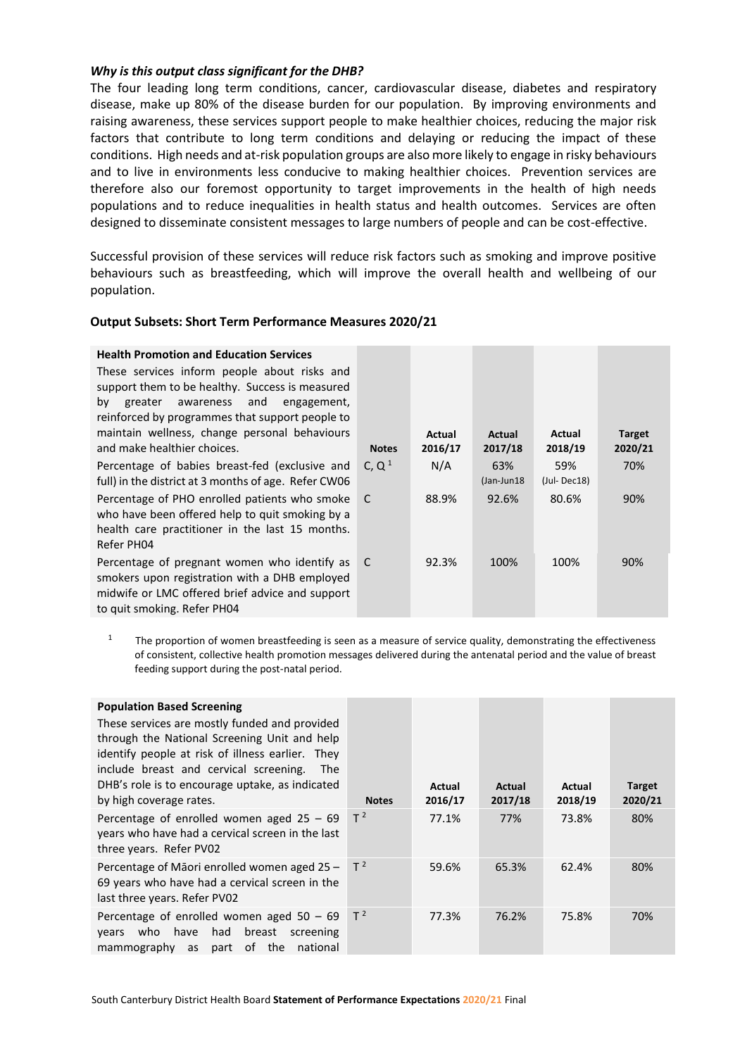***Why is this output class significant for the DHB?***

The four leading long term conditions, cancer, cardiovascular disease, diabetes and respiratory disease, make up 80% of the disease burden for our population. By improving environments and raising awareness, these services support people to make healthier choices, reducing the major risk factors that contribute to long term conditions and delaying or reducing the impact of these conditions. High needs and at-risk population groups are also more likely to engage in risky behaviours and to live in environments less conducive to making healthier choices. Prevention services are therefore also our foremost opportunity to target improvements in the health of high needs populations and to reduce inequalities in health status and health outcomes. Services are often designed to disseminate consistent messages to large numbers of people and can be cost-effective.

Successful provision of these services will reduce risk factors such as smoking and improve positive behaviours such as breastfeeding, which will improve the overall health and wellbeing of our population.

### Output Subsets: Short Term Performance Measures 2020/21

| **Health Promotion and Education Services** These services inform people about risks and support them to be healthy. Success is measured by greater awareness and engagement, reinforced by programmes that support people to maintain wellness, change personal behaviours and make healthier choices. | Notes | Actual 2016/17 | Actual 2017/18 | Actual 2018/19 | Target 2020/21 |
|---|---|---|---|---|---|
| Percentage of babies breast-fed (exclusive and full) in the district at 3 months of age. Refer CW06 | C, Q [1] | N/A | 63% (Jan-Jun18 | 59% (Jul- Dec18) | 70% |
| Percentage of PHO enrolled patients who smoke who have been offered help to quit smoking by a health care practitioner in the last 15 months. Refer PH04 | C | 88.9% | 92.6% | 80.6% | 90% |
| Percentage of pregnant women who identify as smokers upon registration with a DHB employed midwife or LMC offered brief advice and support to quit smoking. Refer PH04 | C | 92.3% | 100% | 100% | 90% |

[1] The proportion of women breastfeeding is seen as a measure of service quality, demonstrating the effectiveness of consistent, collective health promotion messages delivered during the antenatal period and the value of breast feeding support during the post-natal period.

| **Population Based Screening** These services are mostly funded and provided through the National Screening Unit and help identify people at risk of illness earlier. They include breast and cervical screening. The DHB's role is to encourage uptake, as indicated by high coverage rates. | Notes | Actual 2016/17 | Actual 2017/18 | Actual 2018/19 | Target 2020/21 |
|---|---|---|---|---|---|
| Percentage of enrolled women aged 25 – 69 years who have had a cervical screen in the last three years. Refer PV02 | T [2] | 77.1% | 77% | 73.8% | 80% |
| Percentage of Māori enrolled women aged 25 – 69 years who have had a cervical screen in the last three years. Refer PV02 | T [2] | 59.6% | 65.3% | 62.4% | 80% |
| Percentage of enrolled women aged 50 – 69 years who have had breast screening mammography as part of the national | T [2] | 77.3% | 76.2% | 75.8% | 70% |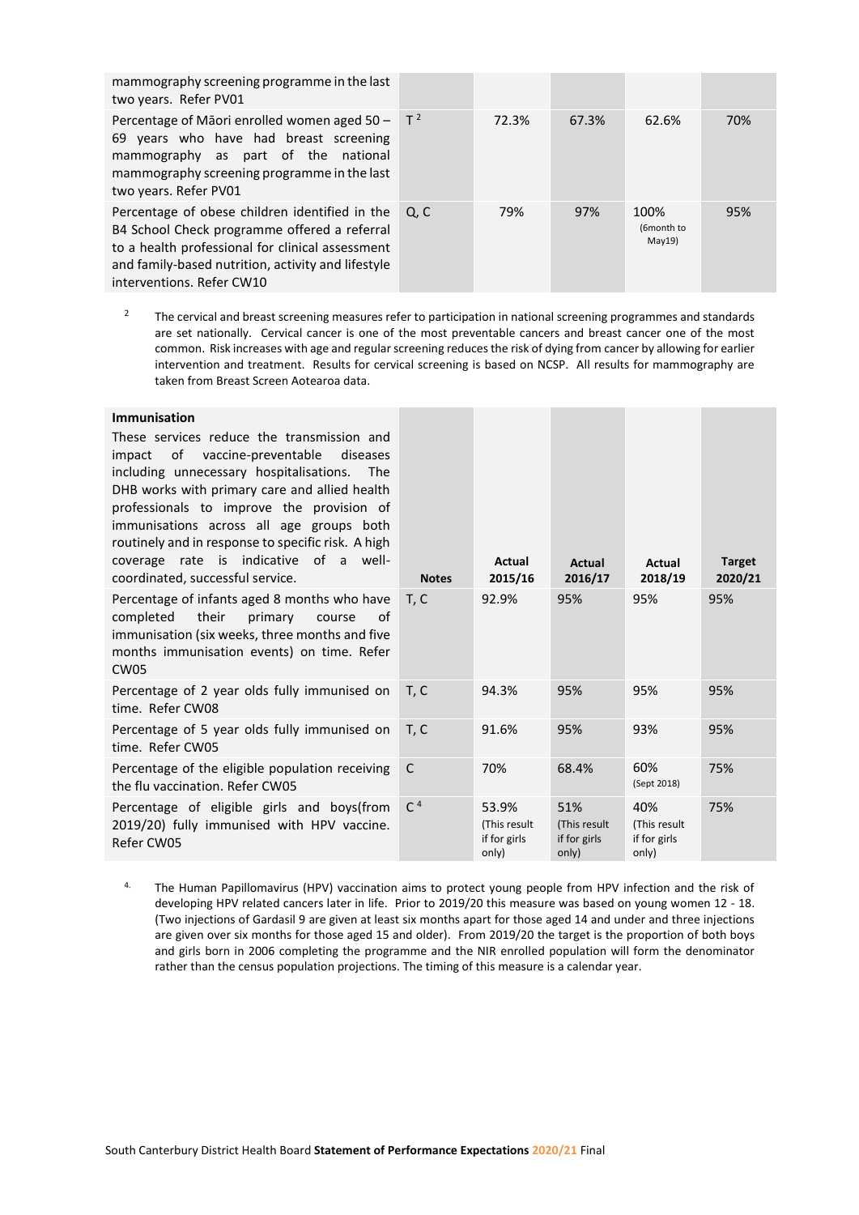| | | | | | |
|---|---|---|---|---|---|
| mammography screening programme in the last two years. Refer PV01 | | | | | |
| Percentage of Māori enrolled women aged 50 – 69 years who have had breast screening mammography as part of the national mammography screening programme in the last two years. Refer PV01 | T [2] | 72.3% | 67.3% | 62.6% | 70% |
| Percentage of obese children identified in the B4 School Check programme offered a referral to a health professional for clinical assessment and family-based nutrition, activity and lifestyle interventions. Refer CW10 | Q, C | 79% | 97% | 100% (6month to May19) | 95% |

[2] The cervical and breast screening measures refer to participation in national screening programmes and standards are set nationally. Cervical cancer is one of the most preventable cancers and breast cancer one of the most common. Risk increases with age and regular screening reduces the risk of dying from cancer by allowing for earlier intervention and treatment. Results for cervical screening is based on NCSP. All results for mammography are taken from Breast Screen Aotearoa data.

| **Immunisation** These services reduce the transmission and impact of vaccine-preventable diseases including unnecessary hospitalisations. The DHB works with primary care and allied health professionals to improve the provision of immunisations across all age groups both routinely and in response to specific risk. A high coverage rate is indicative of a well-coordinated, successful service. | **Notes** | **Actual 2015/16** | **Actual 2016/17** | **Actual 2018/19** | **Target 2020/21** |
|---|---|---|---|---|---|
| Percentage of infants aged 8 months who have completed their primary course of immunisation (six weeks, three months and five months immunisation events) on time. Refer CW05 | T, C | 92.9% | 95% | 95% | 95% |
| Percentage of 2 year olds fully immunised on time. Refer CW08 | T, C | 94.3% | 95% | 95% | 95% |
| Percentage of 5 year olds fully immunised on time. Refer CW05 | T, C | 91.6% | 95% | 93% | 95% |
| Percentage of the eligible population receiving the flu vaccination. Refer CW05 | C | 70% | 68.4% | 60% (Sept 2018) | 75% |
| Percentage of eligible girls and boys(from 2019/20) fully immunised with HPV vaccine. Refer CW05 | C [4] | 53.9% (This result if for girls only) | 51% (This result if for girls only) | 40% (This result if for girls only) | 75% |

[4] The Human Papillomavirus (HPV) vaccination aims to protect young people from HPV infection and the risk of developing HPV related cancers later in life. Prior to 2019/20 this measure was based on young women 12 - 18. (Two injections of Gardasil 9 are given at least six months apart for those aged 14 and under and three injections are given over six months for those aged 15 and older). From 2019/20 the target is the proportion of both boys and girls born in 2006 completing the programme and the NIR enrolled population will form the denominator rather than the census population projections. The timing of this measure is a calendar year.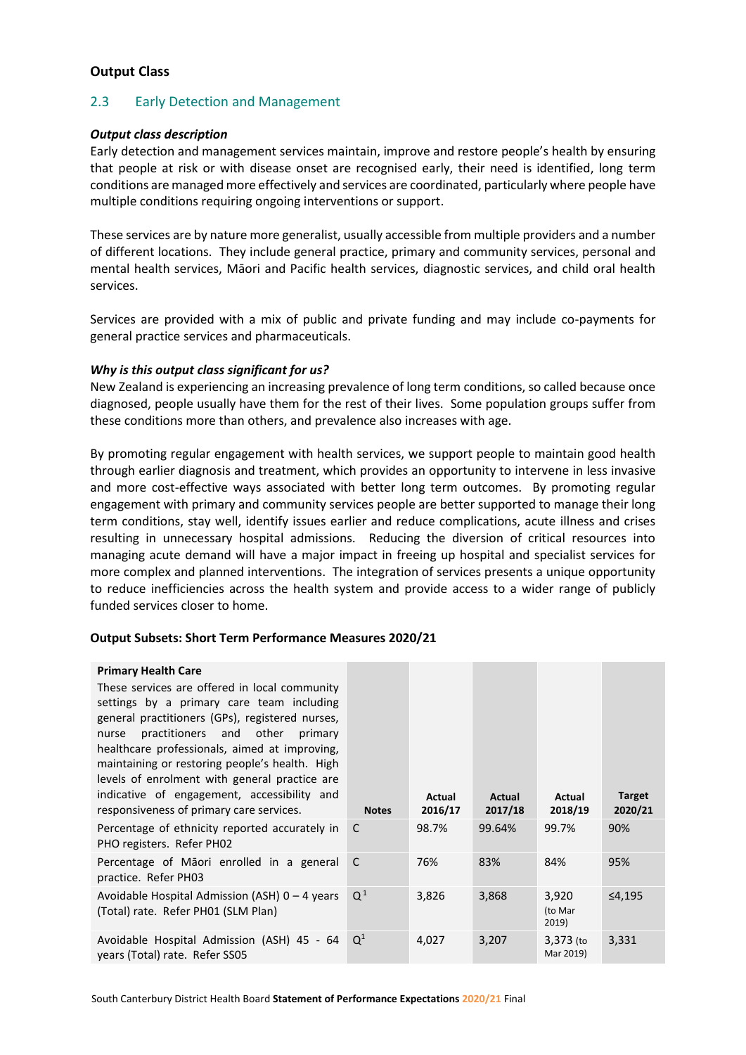**Output Class**

## 2.3 Early Detection and Management

***Output class description***

Early detection and management services maintain, improve and restore people's health by ensuring that people at risk or with disease onset are recognised early, their need is identified, long term conditions are managed more effectively and services are coordinated, particularly where people have multiple conditions requiring ongoing interventions or support.

These services are by nature more generalist, usually accessible from multiple providers and a number of different locations. They include general practice, primary and community services, personal and mental health services, Māori and Pacific health services, diagnostic services, and child oral health services.

Services are provided with a mix of public and private funding and may include co-payments for general practice services and pharmaceuticals.

***Why is this output class significant for us?***

New Zealand is experiencing an increasing prevalence of long term conditions, so called because once diagnosed, people usually have them for the rest of their lives. Some population groups suffer from these conditions more than others, and prevalence also increases with age.

By promoting regular engagement with health services, we support people to maintain good health through earlier diagnosis and treatment, which provides an opportunity to intervene in less invasive and more cost-effective ways associated with better long term outcomes. By promoting regular engagement with primary and community services people are better supported to manage their long term conditions, stay well, identify issues earlier and reduce complications, acute illness and crises resulting in unnecessary hospital admissions. Reducing the diversion of critical resources into managing acute demand will have a major impact in freeing up hospital and specialist services for more complex and planned interventions. The integration of services presents a unique opportunity to reduce inefficiencies across the health system and provide access to a wider range of publicly funded services closer to home.

**Output Subsets: Short Term Performance Measures 2020/21**

| **Primary Health Care** These services are offered in local community settings by a primary care team including general practitioners (GPs), registered nurses, nurse practitioners and other primary healthcare professionals, aimed at improving, maintaining or restoring people's health. High levels of enrolment with general practice are indicative of engagement, accessibility and responsiveness of primary care services. | **Notes** | **Actual 2016/17** | **Actual 2017/18** | **Actual 2018/19** | **Target 2020/21** |
|---|---|---|---|---|---|
| Percentage of ethnicity reported accurately in PHO registers. Refer PH02 | C | 98.7% | 99.64% | 99.7% | 90% |
| Percentage of Māori enrolled in a general practice. Refer PH03 | C | 76% | 83% | 84% | 95% |
| Avoidable Hospital Admission (ASH) 0 – 4 years (Total) rate. Refer PH01 (SLM Plan) | Q[1] | 3,826 | 3,868 | 3,920 (to Mar 2019) | ≤4,195 |
| Avoidable Hospital Admission (ASH) 45 - 64 years (Total) rate. Refer SS05 | Q[1] | 4,027 | 3,207 | 3,373 (to Mar 2019) | 3,331 |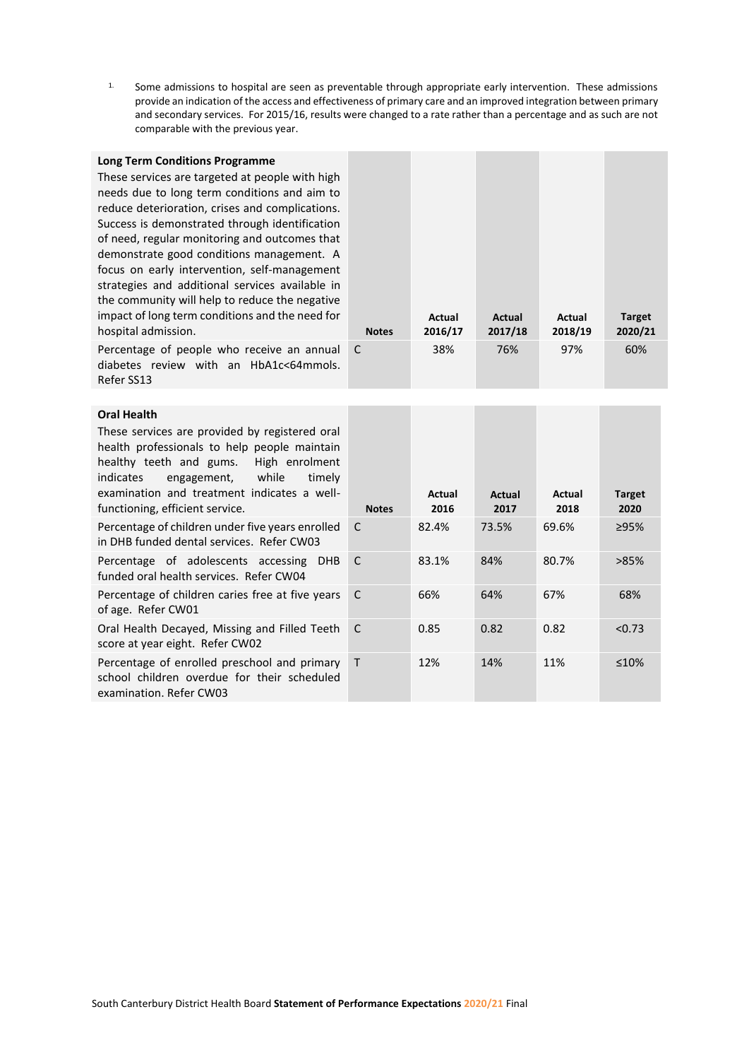1. Some admissions to hospital are seen as preventable through appropriate early intervention. These admissions provide an indication of the access and effectiveness of primary care and an improved integration between primary and secondary services. For 2015/16, results were changed to a rate rather than a percentage and as such are not comparable with the previous year.

| **Long Term Conditions Programme**<br>These services are targeted at people with high needs due to long term conditions and aim to reduce deterioration, crises and complications. Success is demonstrated through identification of need, regular monitoring and outcomes that demonstrate good conditions management. A focus on early intervention, self-management strategies and additional services available in the community will help to reduce the negative impact of long term conditions and the need for hospital admission. | **Notes** | **Actual 2016/17** | **Actual 2017/18** | **Actual 2018/19** | **Target 2020/21** |
|---|---|---|---|---|---|
| Percentage of people who receive an annual diabetes review with an HbA1c<64mmols. Refer SS13 | C | 38% | 76% | 97% | 60% |

| **Oral Health**<br>These services are provided by registered oral health professionals to help people maintain healthy teeth and gums. High enrolment indicates engagement, while timely examination and treatment indicates a well-functioning, efficient service. | **Notes** | **Actual 2016** | **Actual 2017** | **Actual 2018** | **Target 2020** |
|---|---|---|---|---|---|
| Percentage of children under five years enrolled in DHB funded dental services. Refer CW03 | C | 82.4% | 73.5% | 69.6% | ≥95% |
| Percentage of adolescents accessing DHB funded oral health services. Refer CW04 | C | 83.1% | 84% | 80.7% | >85% |
| Percentage of children caries free at five years of age. Refer CW01 | C | 66% | 64% | 67% | 68% |
| Oral Health Decayed, Missing and Filled Teeth score at year eight. Refer CW02 | C | 0.85 | 0.82 | 0.82 | <0.73 |
| Percentage of enrolled preschool and primary school children overdue for their scheduled examination. Refer CW03 | T | 12% | 14% | 11% | ≤10% |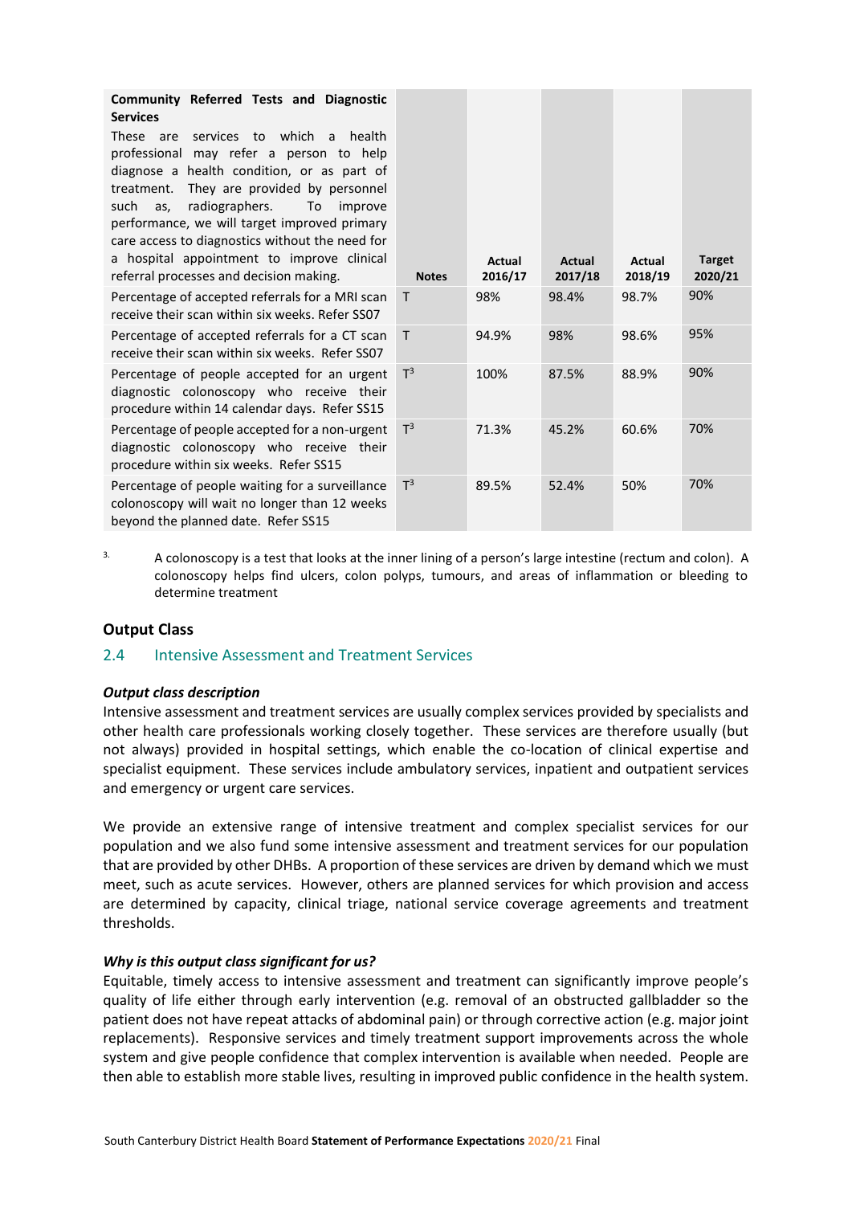| **Community Referred Tests and Diagnostic Services** These are services to which a health professional may refer a person to help diagnose a health condition, or as part of treatment. They are provided by personnel such as, radiographers. To improve performance, we will target improved primary care access to diagnostics without the need for a hospital appointment to improve clinical referral processes and decision making. | **Notes** | **Actual 2016/17** | **Actual 2017/18** | **Actual 2018/19** | **Target 2020/21** |
|---|---|---|---|---|---|
| Percentage of accepted referrals for a MRI scan receive their scan within six weeks. Refer SS07 | T | 98% | 98.4% | 98.7% | 90% |
| Percentage of accepted referrals for a CT scan receive their scan within six weeks. Refer SS07 | T | 94.9% | 98% | 98.6% | 95% |
| Percentage of people accepted for an urgent diagnostic colonoscopy who receive their procedure within 14 calendar days. Refer SS15 | T[3] | 100% | 87.5% | 88.9% | 90% |
| Percentage of people accepted for a non-urgent diagnostic colonoscopy who receive their procedure within six weeks. Refer SS15 | T[3] | 71.3% | 45.2% | 60.6% | 70% |
| Percentage of people waiting for a surveillance colonoscopy will wait no longer than 12 weeks beyond the planned date. Refer SS15 | T[3] | 89.5% | 52.4% | 50% | 70% |

3. A colonoscopy is a test that looks at the inner lining of a person's large intestine (rectum and colon). A colonoscopy helps find ulcers, colon polyps, tumours, and areas of inflammation or bleeding to determine treatment

## Output Class

### 2.4 Intensive Assessment and Treatment Services

***Output class description***

Intensive assessment and treatment services are usually complex services provided by specialists and other health care professionals working closely together. These services are therefore usually (but not always) provided in hospital settings, which enable the co-location of clinical expertise and specialist equipment. These services include ambulatory services, inpatient and outpatient services and emergency or urgent care services.

We provide an extensive range of intensive treatment and complex specialist services for our population and we also fund some intensive assessment and treatment services for our population that are provided by other DHBs. A proportion of these services are driven by demand which we must meet, such as acute services. However, others are planned services for which provision and access are determined by capacity, clinical triage, national service coverage agreements and treatment thresholds.

***Why is this output class significant for us?***

Equitable, timely access to intensive assessment and treatment can significantly improve people's quality of life either through early intervention (e.g. removal of an obstructed gallbladder so the patient does not have repeat attacks of abdominal pain) or through corrective action (e.g. major joint replacements). Responsive services and timely treatment support improvements across the whole system and give people confidence that complex intervention is available when needed. People are then able to establish more stable lives, resulting in improved public confidence in the health system.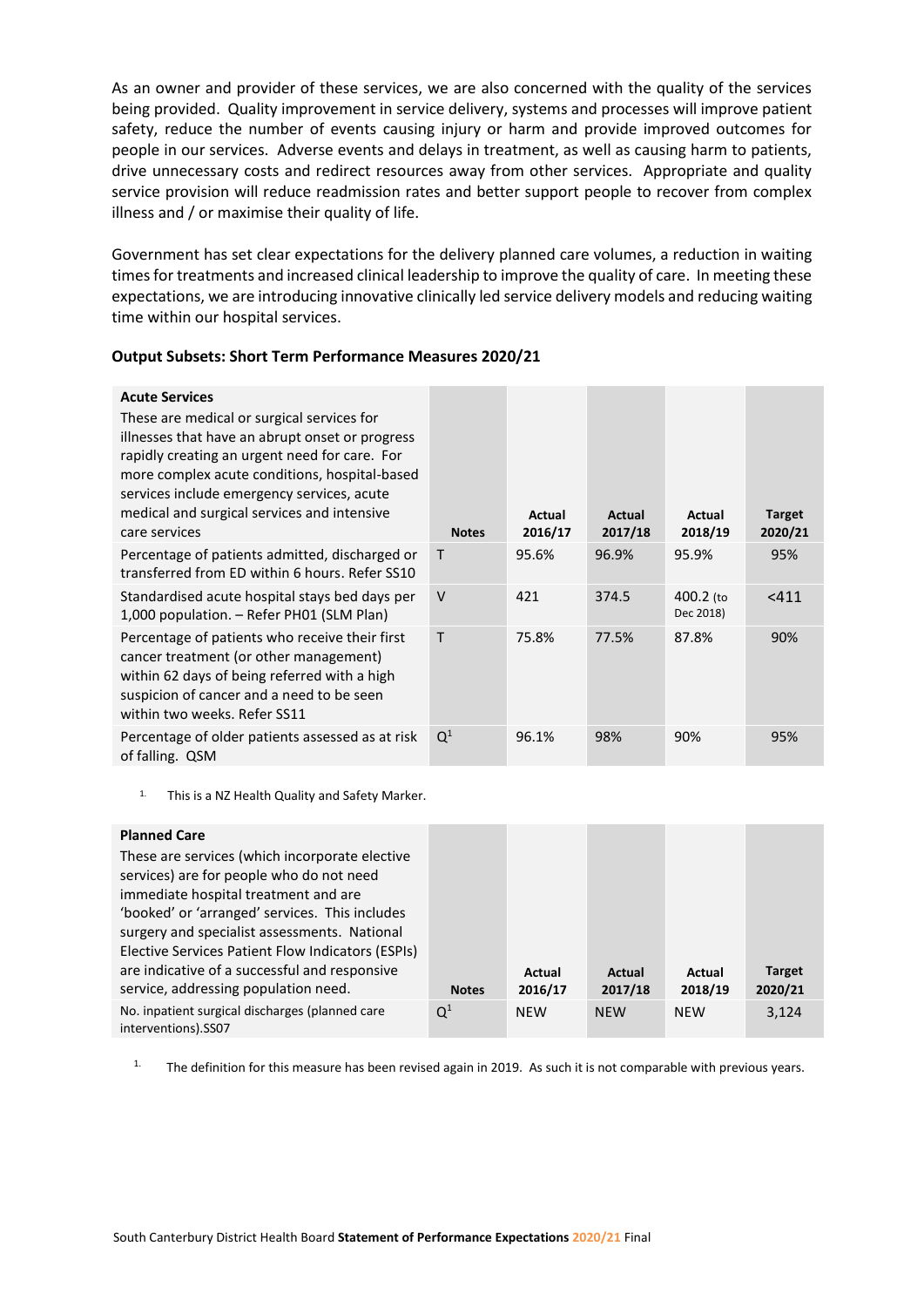As an owner and provider of these services, we are also concerned with the quality of the services being provided. Quality improvement in service delivery, systems and processes will improve patient safety, reduce the number of events causing injury or harm and provide improved outcomes for people in our services. Adverse events and delays in treatment, as well as causing harm to patients, drive unnecessary costs and redirect resources away from other services. Appropriate and quality service provision will reduce readmission rates and better support people to recover from complex illness and / or maximise their quality of life.

Government has set clear expectations for the delivery planned care volumes, a reduction in waiting times for treatments and increased clinical leadership to improve the quality of care. In meeting these expectations, we are introducing innovative clinically led service delivery models and reducing waiting time within our hospital services.

**Output Subsets: Short Term Performance Measures 2020/21**

| **Acute Services** These are medical or surgical services for illnesses that have an abrupt onset or progress rapidly creating an urgent need for care. For more complex acute conditions, hospital-based services include emergency services, acute medical and surgical services and intensive care services | **Notes** | **Actual 2016/17** | **Actual 2017/18** | **Actual 2018/19** | **Target 2020/21** |
|---|---|---|---|---|---|
| Percentage of patients admitted, discharged or transferred from ED within 6 hours. Refer SS10 | T | 95.6% | 96.9% | 95.9% | 95% |
| Standardised acute hospital stays bed days per 1,000 population. – Refer PH01 (SLM Plan) | V | 421 | 374.5 | 400.2 (to Dec 2018) | <411 |
| Percentage of patients who receive their first cancer treatment (or other management) within 62 days of being referred with a high suspicion of cancer and a need to be seen within two weeks. Refer SS11 | T | 75.8% | 77.5% | 87.8% | 90% |
| Percentage of older patients assessed as at risk of falling. QSM | Q[1] | 96.1% | 98% | 90% | 95% |

1. This is a NZ Health Quality and Safety Marker.

| **Planned Care** These are services (which incorporate elective services) are for people who do not need immediate hospital treatment and are 'booked' or 'arranged' services. This includes surgery and specialist assessments. National Elective Services Patient Flow Indicators (ESPIs) are indicative of a successful and responsive service, addressing population need. | **Notes** | **Actual 2016/17** | **Actual 2017/18** | **Actual 2018/19** | **Target 2020/21** |
|---|---|---|---|---|---|
| No. inpatient surgical discharges (planned care interventions).SS07 | Q[1] | NEW | NEW | NEW | 3,124 |

1. The definition for this measure has been revised again in 2019. As such it is not comparable with previous years.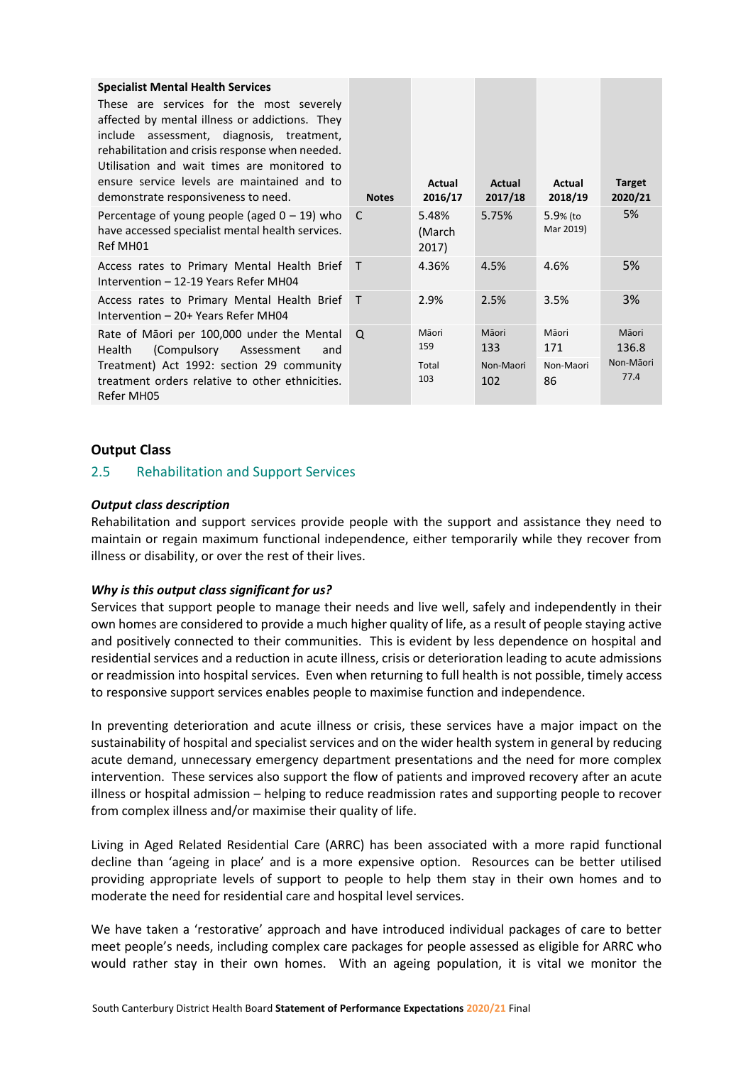| **Specialist Mental Health Services**<br>These are services for the most severely affected by mental illness or addictions. They include assessment, diagnosis, treatment, rehabilitation and crisis response when needed. Utilisation and wait times are monitored to ensure service levels are maintained and to demonstrate responsiveness to need. | Notes | Actual 2016/17 | Actual 2017/18 | Actual 2018/19 | Target 2020/21 |
|---|---|---|---|---|---|
| Percentage of young people (aged 0 – 19) who have accessed specialist mental health services. Ref MH01 | C | 5.48% (March 2017) | 5.75% | 5.9% (to Mar 2019) | 5% |
| Access rates to Primary Mental Health Brief Intervention – 12-19 Years Refer MH04 | T | 4.36% | 4.5% | 4.6% | 5% |
| Access rates to Primary Mental Health Brief Intervention – 20+ Years Refer MH04 | T | 2.9% | 2.5% | 3.5% | 3% |
| Rate of Māori per 100,000 under the Mental Health (Compulsory Assessment and Treatment) Act 1992: section 29 community treatment orders relative to other ethnicities. Refer MH05 | Q | Māori 159<br>Total 103 | Māori 133<br>Non-Maori 102 | Māori 171<br>Non-Maori 86 | Māori 136.8<br>Non-Māori 77.4 |

## Output Class

### 2.5 Rehabilitation and Support Services

***Output class description***

Rehabilitation and support services provide people with the support and assistance they need to maintain or regain maximum functional independence, either temporarily while they recover from illness or disability, or over the rest of their lives.

***Why is this output class significant for us?***

Services that support people to manage their needs and live well, safely and independently in their own homes are considered to provide a much higher quality of life, as a result of people staying active and positively connected to their communities. This is evident by less dependence on hospital and residential services and a reduction in acute illness, crisis or deterioration leading to acute admissions or readmission into hospital services. Even when returning to full health is not possible, timely access to responsive support services enables people to maximise function and independence.

In preventing deterioration and acute illness or crisis, these services have a major impact on the sustainability of hospital and specialist services and on the wider health system in general by reducing acute demand, unnecessary emergency department presentations and the need for more complex intervention. These services also support the flow of patients and improved recovery after an acute illness or hospital admission – helping to reduce readmission rates and supporting people to recover from complex illness and/or maximise their quality of life.

Living in Aged Related Residential Care (ARRC) has been associated with a more rapid functional decline than 'ageing in place' and is a more expensive option. Resources can be better utilised providing appropriate levels of support to people to help them stay in their own homes and to moderate the need for residential care and hospital level services.

We have taken a 'restorative' approach and have introduced individual packages of care to better meet people's needs, including complex care packages for people assessed as eligible for ARRC who would rather stay in their own homes. With an ageing population, it is vital we monitor the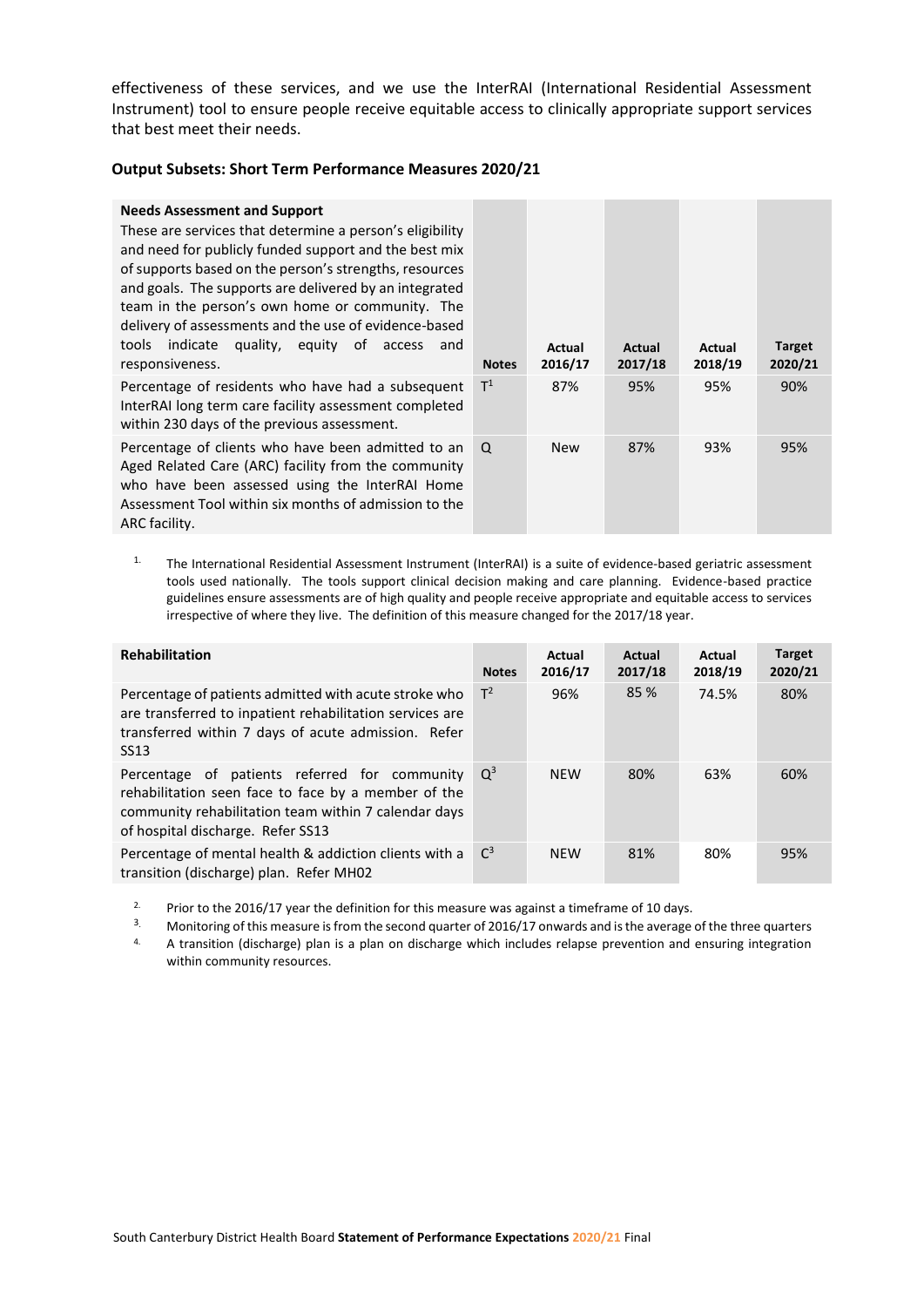effectiveness of these services, and we use the InterRAI (International Residential Assessment Instrument) tool to ensure people receive equitable access to clinically appropriate support services that best meet their needs.

**Output Subsets: Short Term Performance Measures 2020/21**

| **Needs Assessment and Support**<br>These are services that determine a person's eligibility and need for publicly funded support and the best mix of supports based on the person's strengths, resources and goals. The supports are delivered by an integrated team in the person's own home or community. The delivery of assessments and the use of evidence-based tools indicate quality, equity of access and responsiveness. | **Notes** | **Actual 2016/17** | **Actual 2017/18** | **Actual 2018/19** | **Target 2020/21** |
|---|---|---|---|---|---|
| Percentage of residents who have had a subsequent InterRAI long term care facility assessment completed within 230 days of the previous assessment. | T[1] | 87% | 95% | 95% | 90% |
| Percentage of clients who have been admitted to an Aged Related Care (ARC) facility from the community who have been assessed using the InterRAI Home Assessment Tool within six months of admission to the ARC facility. | Q | New | 87% | 93% | 95% |

1. The International Residential Assessment Instrument (InterRAI) is a suite of evidence-based geriatric assessment tools used nationally. The tools support clinical decision making and care planning. Evidence-based practice guidelines ensure assessments are of high quality and people receive appropriate and equitable access to services irrespective of where they live. The definition of this measure changed for the 2017/18 year.

| **Rehabilitation** | **Notes** | **Actual 2016/17** | **Actual 2017/18** | **Actual 2018/19** | **Target 2020/21** |
|---|---|---|---|---|---|
| Percentage of patients admitted with acute stroke who are transferred to inpatient rehabilitation services are transferred within 7 days of acute admission. Refer SS13 | T[2] | 96% | 85 % | 74.5% | 80% |
| Percentage of patients referred for community rehabilitation seen face to face by a member of the community rehabilitation team within 7 calendar days of hospital discharge. Refer SS13 | Q[3] | NEW | 80% | 63% | 60% |
| Percentage of mental health & addiction clients with a transition (discharge) plan. Refer MH02 | C[3] | NEW | 81% | 80% | 95% |

2. Prior to the 2016/17 year the definition for this measure was against a timeframe of 10 days.
3. Monitoring of this measure is from the second quarter of 2016/17 onwards and is the average of the three quarters
4. A transition (discharge) plan is a plan on discharge which includes relapse prevention and ensuring integration within community resources.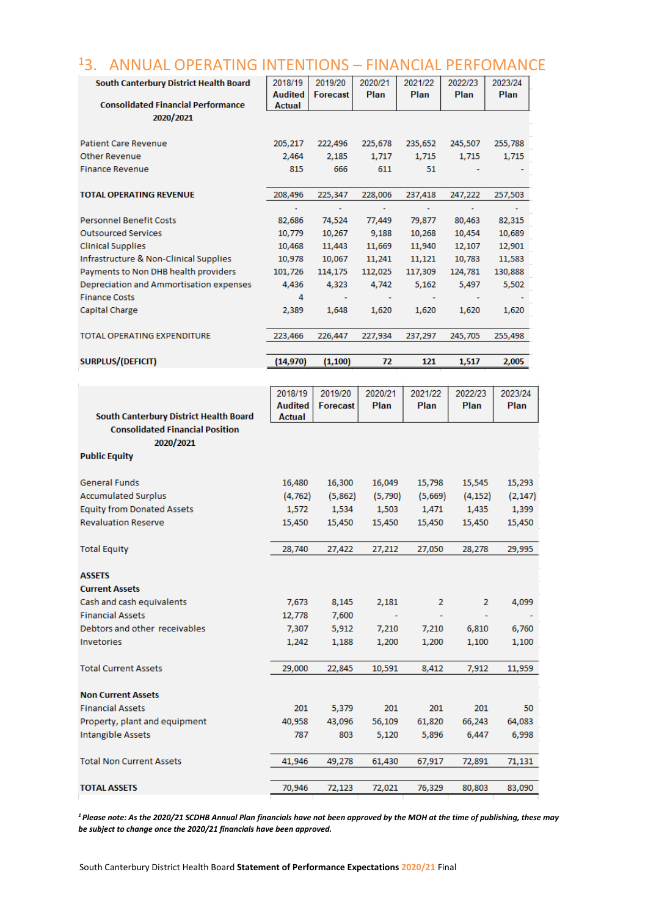# [1]3. ANNUAL OPERATING INTENTIONS – FINANCIAL PERFOMANCE

| South Canterbury District Health Board Consolidated Financial Performance 2020/2021 | 2018/19 Audited Actual | 2019/20 Forecast | 2020/21 Plan | 2021/22 Plan | 2022/23 Plan | 2023/24 Plan |
|---|---|---|---|---|---|---|
| Patient Care Revenue | 205,217 | 222,496 | 225,678 | 235,652 | 245,507 | 255,788 |
| Other Revenue | 2,464 | 2,185 | 1,717 | 1,715 | 1,715 | 1,715 |
| Finance Revenue | 815 | 666 | 611 | 51 | - | - |
| **TOTAL OPERATING REVENUE** | 208,496 | 225,347 | 228,006 | 237,418 | 247,222 | 257,503 |
| | - | - | - | - | - | - |
| Personnel Benefit Costs | 82,686 | 74,524 | 77,449 | 79,877 | 80,463 | 82,315 |
| Outsourced Services | 10,779 | 10,267 | 9,188 | 10,268 | 10,454 | 10,689 |
| Clinical Supplies | 10,468 | 11,443 | 11,669 | 11,940 | 12,107 | 12,901 |
| Infrastructure & Non-Clinical Supplies | 10,978 | 10,067 | 11,241 | 11,121 | 10,783 | 11,583 |
| Payments to Non DHB health providers | 101,726 | 114,175 | 112,025 | 117,309 | 124,781 | 130,888 |
| Depreciation and Ammortisation expenses | 4,436 | 4,323 | 4,742 | 5,162 | 5,497 | 5,502 |
| Finance Costs | 4 | - | - | - | - | - |
| Capital Charge | 2,389 | 1,648 | 1,620 | 1,620 | 1,620 | 1,620 |
| TOTAL OPERATING EXPENDITURE | 223,466 | 226,447 | 227,934 | 237,297 | 245,705 | 255,498 |
| **SURPLUS/(DEFICIT)** | **(14,970)** | **(1,100)** | **72** | **121** | **1,517** | **2,005** |

| South Canterbury District Health Board Consolidated Financial Position 2020/2021 | 2018/19 Audited Actual | 2019/20 Forecast | 2020/21 Plan | 2021/22 Plan | 2022/23 Plan | 2023/24 Plan |
|---|---|---|---|---|---|---|
| **Public Equity** | | | | | | |
| General Funds | 16,480 | 16,300 | 16,049 | 15,798 | 15,545 | 15,293 |
| Accumulated Surplus | (4,762) | (5,862) | (5,790) | (5,669) | (4,152) | (2,147) |
| Equity from Donated Assets | 1,572 | 1,534 | 1,503 | 1,471 | 1,435 | 1,399 |
| Revaluation Reserve | 15,450 | 15,450 | 15,450 | 15,450 | 15,450 | 15,450 |
| Total Equity | 28,740 | 27,422 | 27,212 | 27,050 | 28,278 | 29,995 |
| **ASSETS** | | | | | | |
| **Current Assets** | | | | | | |
| Cash and cash equivalents | 7,673 | 8,145 | 2,181 | 2 | 2 | 4,099 |
| Financial Assets | 12,778 | 7,600 | - | - | - | - |
| Debtors and other receivables | 7,307 | 5,912 | 7,210 | 7,210 | 6,810 | 6,760 |
| Invetories | 1,242 | 1,188 | 1,200 | 1,200 | 1,100 | 1,100 |
| Total Current Assets | 29,000 | 22,845 | 10,591 | 8,412 | 7,912 | 11,959 |
| **Non Current Assets** | | | | | | |
| Financial Assets | 201 | 5,379 | 201 | 201 | 201 | 50 |
| Property, plant and equipment | 40,958 | 43,096 | 56,109 | 61,820 | 66,243 | 64,083 |
| Intangible Assets | 787 | 803 | 5,120 | 5,896 | 6,447 | 6,998 |
| Total Non Current Assets | 41,946 | 49,278 | 61,430 | 67,917 | 72,891 | 71,131 |
| **TOTAL ASSETS** | 70,946 | 72,123 | 72,021 | 76,329 | 80,803 | 83,090 |

***[1] Please note: As the 2020/21 SCDHB Annual Plan financials have not been approved by the MOH at the time of publishing, these may be subject to change once the 2020/21 financials have been approved.***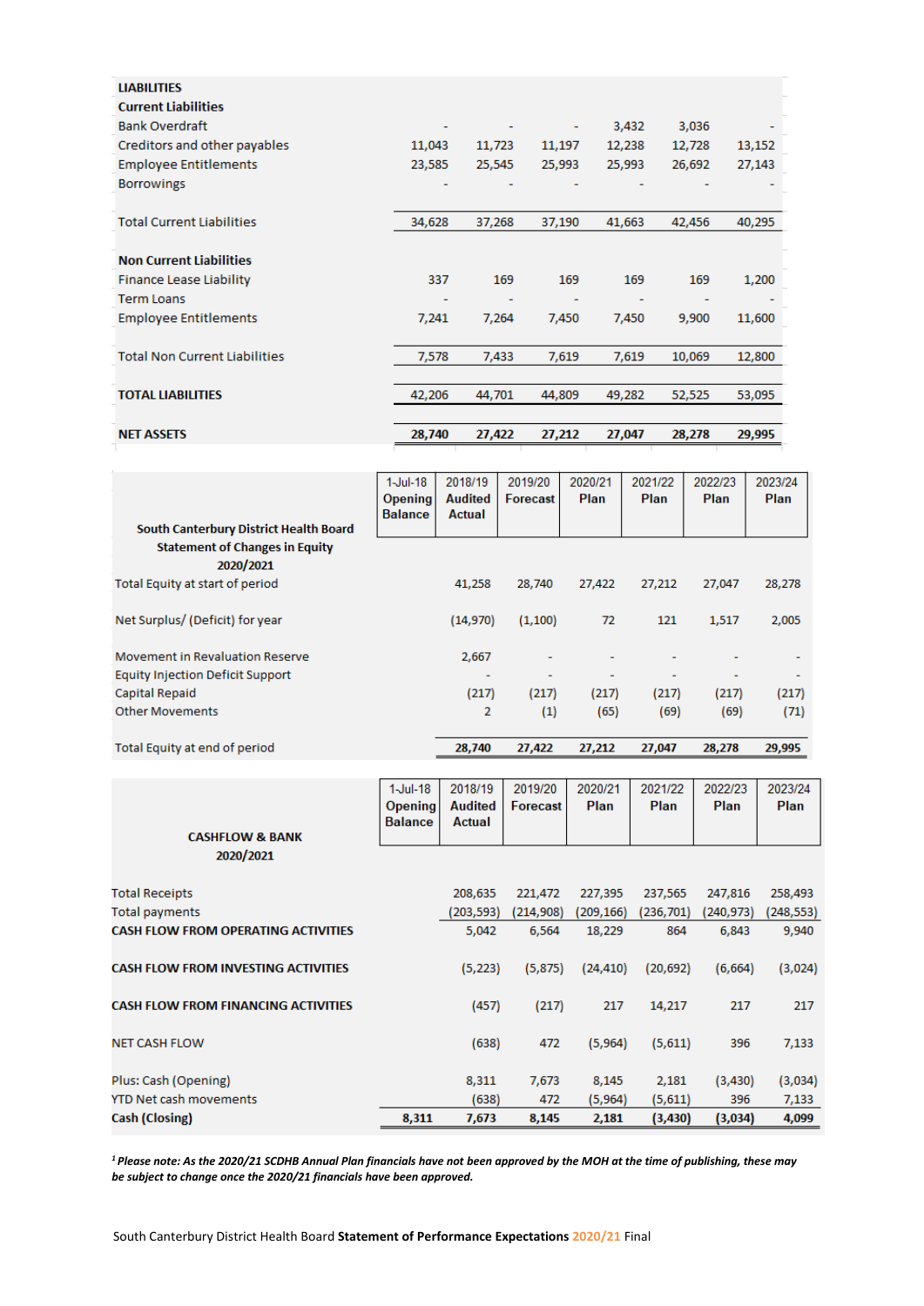| | | | | | | |
|---|---|---|---|---|---|---|
| **LIABILITIES** | | | | | | |
| **Current Liabilities** | | | | | | |
| Bank Overdraft | - | - | - | 3,432 | 3,036 | - |
| Creditors and other payables | 11,043 | 11,723 | 11,197 | 12,238 | 12,728 | 13,152 |
| Employee Entitlements | 23,585 | 25,545 | 25,993 | 25,993 | 26,692 | 27,143 |
| Borrowings | - | - | - | - | - | - |
| Total Current Liabilities | 34,628 | 37,268 | 37,190 | 41,663 | 42,456 | 40,295 |
| **Non Current Liabilities** | | | | | | |
| Finance Lease Liability | 337 | 169 | 169 | 169 | 169 | 1,200 |
| Term Loans | - | - | - | - | - | - |
| Employee Entitlements | 7,241 | 7,264 | 7,450 | 7,450 | 9,900 | 11,600 |
| Total Non Current Liabilities | 7,578 | 7,433 | 7,619 | 7,619 | 10,069 | 12,800 |
| **TOTAL LIABILITIES** | 42,206 | 44,701 | 44,809 | 49,282 | 52,525 | 53,095 |
| **NET ASSETS** | **28,740** | **27,422** | **27,212** | **27,047** | **28,278** | **29,995** |

| **South Canterbury District Health Board Statement of Changes in Equity 2020/2021** | 1-Jul-18 Opening Balance | 2018/19 Audited Actual | 2019/20 Forecast | 2020/21 Plan | 2021/22 Plan | 2022/23 Plan | 2023/24 Plan |
|---|---|---|---|---|---|---|---|
| Total Equity at start of period | | 41,258 | 28,740 | 27,422 | 27,212 | 27,047 | 28,278 |
| Net Surplus/ (Deficit) for year | | (14,970) | (1,100) | 72 | 121 | 1,517 | 2,005 |
| Movement in Revaluation Reserve | | 2,667 | - | - | - | - | - |
| Equity Injection Deficit Support | | - | - | - | - | - | - |
| Capital Repaid | | (217) | (217) | (217) | (217) | (217) | (217) |
| Other Movements | | 2 | (1) | (65) | (69) | (69) | (71) |
| Total Equity at end of period | | **28,740** | **27,422** | **27,212** | **27,047** | **28,278** | **29,995** |

| **CASHFLOW & BANK 2020/2021** | 1-Jul-18 Opening Balance | 2018/19 Audited Actual | 2019/20 Forecast | 2020/21 Plan | 2021/22 Plan | 2022/23 Plan | 2023/24 Plan |
|---|---|---|---|---|---|---|---|
| Total Receipts | | 208,635 | 221,472 | 227,395 | 237,565 | 247,816 | 258,493 |
| Total payments | | (203,593) | (214,908) | (209,166) | (236,701) | (240,973) | (248,553) |
| **CASH FLOW FROM OPERATING ACTIVITIES** | | 5,042 | 6,564 | 18,229 | 864 | 6,843 | 9,940 |
| **CASH FLOW FROM INVESTING ACTIVITIES** | | (5,223) | (5,875) | (24,410) | (20,692) | (6,664) | (3,024) |
| **CASH FLOW FROM FINANCING ACTIVITIES** | | (457) | (217) | 217 | 14,217 | 217 | 217 |
| NET CASH FLOW | | (638) | 472 | (5,964) | (5,611) | 396 | 7,133 |
| Plus: Cash (Opening) | | 8,311 | 7,673 | 8,145 | 2,181 | (3,430) | (3,034) |
| YTD Net cash movements | | (638) | 472 | (5,964) | (5,611) | 396 | 7,133 |
| **Cash (Closing)** | **8,311** | **7,673** | **8,145** | **2,181** | **(3,430)** | **(3,034)** | **4,099** |

*[1] Please note: As the 2020/21 SCDHB Annual Plan financials have not been approved by the MOH at the time of publishing, these may be subject to change once the 2020/21 financials have been approved.*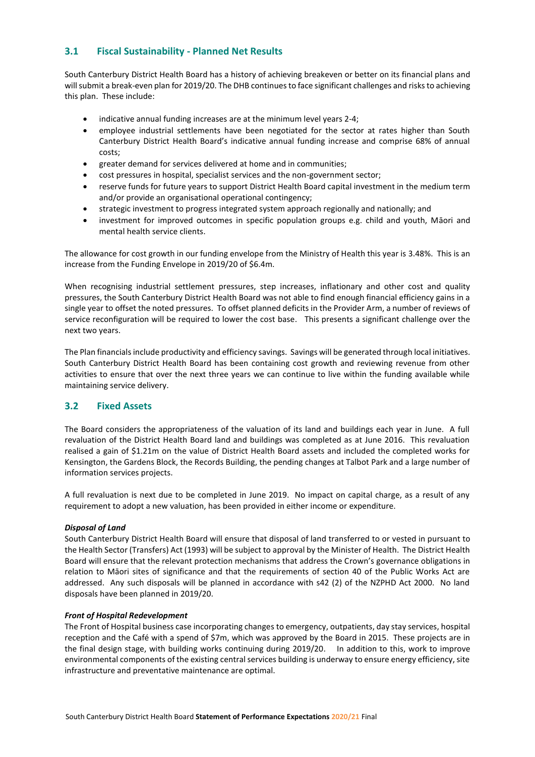## 3.1 Fiscal Sustainability - Planned Net Results

South Canterbury District Health Board has a history of achieving breakeven or better on its financial plans and will submit a break-even plan for 2019/20. The DHB continues to face significant challenges and risks to achieving this plan. These include:

- indicative annual funding increases are at the minimum level years 2-4;
- employee industrial settlements have been negotiated for the sector at rates higher than South Canterbury District Health Board's indicative annual funding increase and comprise 68% of annual costs;
- greater demand for services delivered at home and in communities;
- cost pressures in hospital, specialist services and the non-government sector;
- reserve funds for future years to support District Health Board capital investment in the medium term and/or provide an organisational operational contingency;
- strategic investment to progress integrated system approach regionally and nationally; and
- investment for improved outcomes in specific population groups e.g. child and youth, Māori and mental health service clients.

The allowance for cost growth in our funding envelope from the Ministry of Health this year is 3.48%. This is an increase from the Funding Envelope in 2019/20 of $6.4m.

When recognising industrial settlement pressures, step increases, inflationary and other cost and quality pressures, the South Canterbury District Health Board was not able to find enough financial efficiency gains in a single year to offset the noted pressures. To offset planned deficits in the Provider Arm, a number of reviews of service reconfiguration will be required to lower the cost base. This presents a significant challenge over the next two years.

The Plan financials include productivity and efficiency savings. Savings will be generated through local initiatives. South Canterbury District Health Board has been containing cost growth and reviewing revenue from other activities to ensure that over the next three years we can continue to live within the funding available while maintaining service delivery.

## 3.2 Fixed Assets

The Board considers the appropriateness of the valuation of its land and buildings each year in June. A full revaluation of the District Health Board land and buildings was completed as at June 2016. This revaluation realised a gain of $1.21m on the value of District Health Board assets and included the completed works for Kensington, the Gardens Block, the Records Building, the pending changes at Talbot Park and a large number of information services projects.

A full revaluation is next due to be completed in June 2019. No impact on capital charge, as a result of any requirement to adopt a new valuation, has been provided in either income or expenditure.

***Disposal of Land***

South Canterbury District Health Board will ensure that disposal of land transferred to or vested in pursuant to the Health Sector (Transfers) Act (1993) will be subject to approval by the Minister of Health. The District Health Board will ensure that the relevant protection mechanisms that address the Crown's governance obligations in relation to Māori sites of significance and that the requirements of section 40 of the Public Works Act are addressed. Any such disposals will be planned in accordance with s42 (2) of the NZPHD Act 2000. No land disposals have been planned in 2019/20.

***Front of Hospital Redevelopment***

The Front of Hospital business case incorporating changes to emergency, outpatients, day stay services, hospital reception and the Café with a spend of $7m, which was approved by the Board in 2015. These projects are in the final design stage, with building works continuing during 2019/20. In addition to this, work to improve environmental components of the existing central services building is underway to ensure energy efficiency, site infrastructure and preventative maintenance are optimal.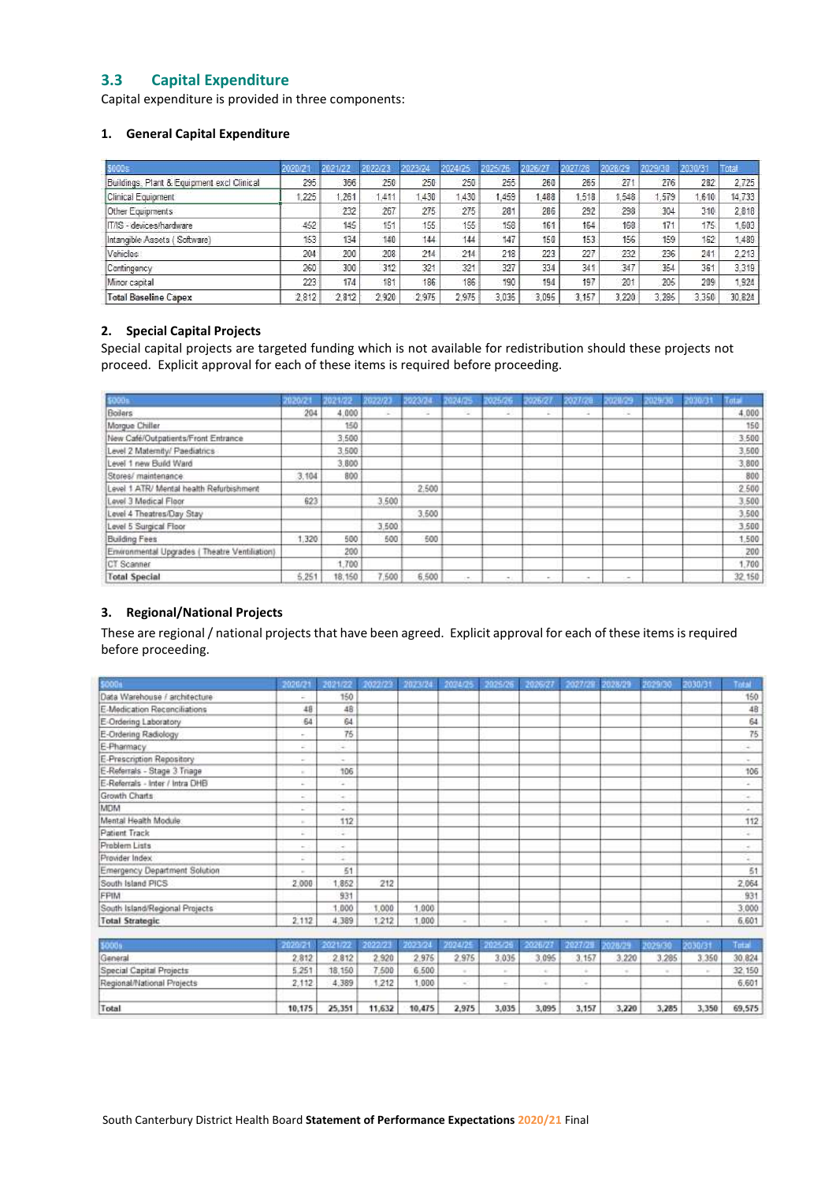## 3.3 Capital Expenditure

Capital expenditure is provided in three components:

### 1. General Capital Expenditure

| $000s | 2020/21 | 2021/22 | 2022/23 | 2023/24 | 2024/25 | 2025/26 | 2026/27 | 2027/28 | 2028/29 | 2029/30 | 2030/31 | Total |
|---|---|---|---|---|---|---|---|---|---|---|---|---|
| Buildings, Plant & Equipment excl Clinical | 295 | 366 | 250 | 250 | 250 | 255 | 260 | 265 | 271 | 276 | 282 | 2,725 |
| Clinical Equipment | 1,225 | 1,261 | 1,411 | 1,430 | 1,430 | 1,459 | 1,488 | 1,518 | 1,548 | 1,579 | 1,610 | 14,733 |
| Other Equipments | | 232 | 267 | 275 | 275 | 281 | 286 | 292 | 298 | 304 | 310 | 2,818 |
| IT/IS - devices/hardware | 452 | 145 | 151 | 155 | 155 | 158 | 161 | 164 | 168 | 171 | 175 | 1,603 |
| Intangible Assets ( Software) | 153 | 134 | 140 | 144 | 144 | 147 | 150 | 153 | 156 | 159 | 162 | 1,489 |
| Vehicles | 204 | 200 | 208 | 214 | 214 | 218 | 223 | 227 | 232 | 236 | 241 | 2,213 |
| Contingency | 260 | 300 | 312 | 321 | 321 | 327 | 334 | 341 | 347 | 354 | 361 | 3,319 |
| Minor capital | 223 | 174 | 181 | 186 | 186 | 190 | 194 | 197 | 201 | 205 | 209 | 1,924 |
| **Total Baseline Capex** | 2,812 | 2,812 | 2,920 | 2,975 | 2,975 | 3,035 | 3,095 | 3,157 | 3,220 | 3,285 | 3,350 | 30,824 |

### 2. Special Capital Projects

Special capital projects are targeted funding which is not available for redistribution should these projects not proceed. Explicit approval for each of these items is required before proceeding.

| $000s | 2020/21 | 2021/22 | 2022/23 | 2023/24 | 2024/25 | 2025/26 | 2026/27 | 2027/28 | 2028/29 | 2029/30 | 2030/31 | Total |
|---|---|---|---|---|---|---|---|---|---|---|---|---|
| Boilers | 204 | 4,000 | - | - | - | - | - | - | - | | | 4,000 |
| Morgue Chiller | | 150 | | | | | | | | | | 150 |
| New Café/Outpatients/Front Entrance | | 3,500 | | | | | | | | | | 3,500 |
| Level 2 Maternity/ Paediatrics | | 3,500 | | | | | | | | | | 3,500 |
| Level 1 new Build Ward | | 3,800 | | | | | | | | | | 3,800 |
| Stores/ maintenance | 3,104 | 800 | | | | | | | | | | 800 |
| Level 1 ATR/ Mental health Refurbishment | | | | 2,500 | | | | | | | | 2,500 |
| Level 3 Medical Floor | 623 | | 3,500 | | | | | | | | | 3,500 |
| Level 4 Theatres/Day Stay | | | | 3,500 | | | | | | | | 3,500 |
| Level 5 Surgical Floor | | | 3,500 | | | | | | | | | 3,500 |
| Building Fees | 1,320 | 500 | 500 | 500 | | | | | | | | 1,500 |
| Environmental Upgrades ( Theatre Ventilation) | | 200 | | | | | | | | | | 200 |
| CT Scanner | | 1,700 | | | | | | | | | | 1,700 |
| **Total Special** | 5,251 | 18,150 | 7,500 | 6,500 | - | - | - | - | - | | | 32,150 |

### 3. Regional/National Projects

These are regional / national projects that have been agreed. Explicit approval for each of these items is required before proceeding.

| $000s | 2020/21 | 2021/22 | 2022/23 | 2023/24 | 2024/25 | 2025/26 | 2026/27 | 2027/28 | 2028/29 | 2029/30 | 2030/31 | Total |
|---|---|---|---|---|---|---|---|---|---|---|---|---|
| Data Warehouse / architecture | - | 150 | | | | | | | | | | 150 |
| E-Medication Reconciliations | 48 | 48 | | | | | | | | | | 48 |
| E-Ordering Laboratory | 64 | 64 | | | | | | | | | | 64 |
| E-Ordering Radiology | - | 75 | | | | | | | | | | 75 |
| E-Pharmacy | - | - | | | | | | | | | | - |
| E-Prescription Repository | - | - | | | | | | | | | | - |
| E-Referrals - Stage 3 Triage | - | 106 | | | | | | | | | | 106 |
| E-Referrals - Inter / Intra DHB | - | - | | | | | | | | | | - |
| Growth Charts | - | - | | | | | | | | | | - |
| MDM | - | - | | | | | | | | | | - |
| Mental Health Module | - | 112 | | | | | | | | | | 112 |
| Patient Track | - | - | | | | | | | | | | - |
| Problem Lists | - | - | | | | | | | | | | - |
| Provider Index | - | - | | | | | | | | | | - |
| Emergency Department Solution | - | 51 | | | | | | | | | | 51 |
| South Island PICS | 2,000 | 1,852 | 212 | | | | | | | | | 2,064 |
| FPIM | | 931 | | | | | | | | | | 931 |
| South Island/Regional Projects | | 1,000 | 1,000 | 1,000 | | | | | | | | 3,000 |
| **Total Strategic** | 2,112 | 4,389 | 1,212 | 1,000 | - | - | - | - | - | - | - | 6,601 |

| $000s | 2020/21 | 2021/22 | 2022/23 | 2023/24 | 2024/25 | 2025/26 | 2026/27 | 2027/28 | 2028/29 | 2029/30 | 2030/31 | Total |
|---|---|---|---|---|---|---|---|---|---|---|---|---|
| General | 2,812 | 2,812 | 2,920 | 2,975 | 2,975 | 3,035 | 3,095 | 3,157 | 3,220 | 3,285 | 3,350 | 30,824 |
| Special Capital Projects | 5,251 | 18,150 | 7,500 | 6,500 | - | - | - | - | - | - | - | 32,150 |
| Regional/National Projects | 2,112 | 4,389 | 1,212 | 1,000 | - | - | - | - | | | | 6,601 |
| Total | 10,175 | 25,351 | 11,632 | 10,475 | 2,975 | 3,035 | 3,095 | 3,157 | 3,220 | 3,285 | 3,350 | 69,575 |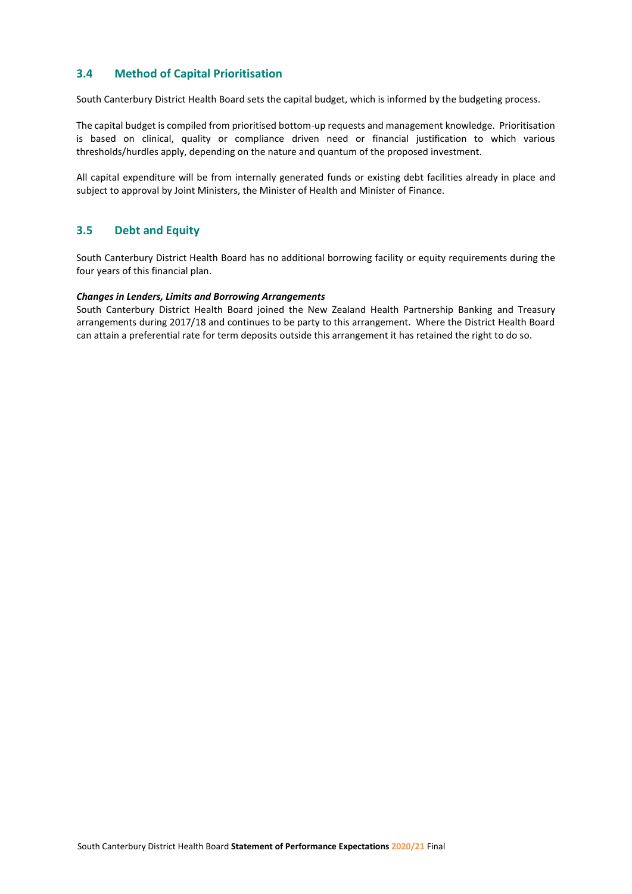## 3.4 Method of Capital Prioritisation

South Canterbury District Health Board sets the capital budget, which is informed by the budgeting process.

The capital budget is compiled from prioritised bottom-up requests and management knowledge. Prioritisation is based on clinical, quality or compliance driven need or financial justification to which various thresholds/hurdles apply, depending on the nature and quantum of the proposed investment.

All capital expenditure will be from internally generated funds or existing debt facilities already in place and subject to approval by Joint Ministers, the Minister of Health and Minister of Finance.

## 3.5 Debt and Equity

South Canterbury District Health Board has no additional borrowing facility or equity requirements during the four years of this financial plan.

***Changes in Lenders, Limits and Borrowing Arrangements***

South Canterbury District Health Board joined the New Zealand Health Partnership Banking and Treasury arrangements during 2017/18 and continues to be party to this arrangement. Where the District Health Board can attain a preferential rate for term deposits outside this arrangement it has retained the right to do so.